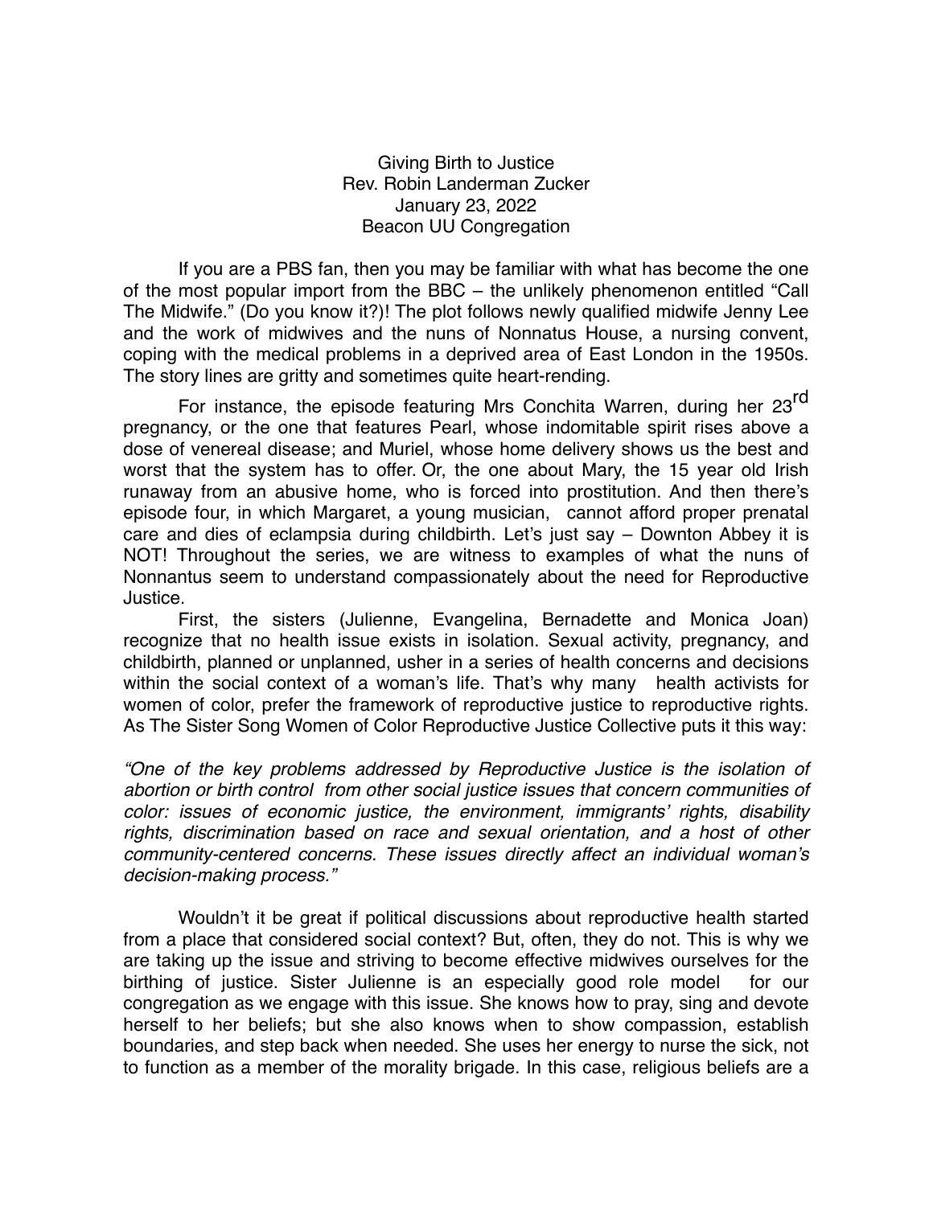Giving Birth to Justice
Rev. Robin Landerman Zucker
January 23, 2022
Beacon UU Congregation

If you are a PBS fan, then you may be familiar with what has become the one of the most popular import from the BBC – the unlikely phenomenon entitled "Call The Midwife." (Do you know it?)! The plot follows newly qualified midwife Jenny Lee and the work of midwives and the nuns of Nonnatus House, a nursing convent, coping with the medical problems in a deprived area of East London in the 1950s. The story lines are gritty and sometimes quite heart-rending.

For instance, the episode featuring Mrs Conchita Warren, during her 23rd pregnancy, or the one that features Pearl, whose indomitable spirit rises above a dose of venereal disease; and Muriel, whose home delivery shows us the best and worst that the system has to offer. Or, the one about Mary, the 15 year old Irish runaway from an abusive home, who is forced into prostitution. And then there's episode four, in which Margaret, a young musician, cannot afford proper prenatal care and dies of eclampsia during childbirth. Let's just say – Downton Abbey it is NOT! Throughout the series, we are witness to examples of what the nuns of Nonnantus seem to understand compassionately about the need for Reproductive Justice.

First, the sisters (Julienne, Evangelina, Bernadette and Monica Joan) recognize that no health issue exists in isolation. Sexual activity, pregnancy, and childbirth, planned or unplanned, usher in a series of health concerns and decisions within the social context of a woman's life. That's why many health activists for women of color, prefer the framework of reproductive justice to reproductive rights. As The Sister Song Women of Color Reproductive Justice Collective puts it this way:

*"One of the key problems addressed by Reproductive Justice is the isolation of abortion or birth control from other social justice issues that concern communities of color: issues of economic justice, the environment, immigrants' rights, disability rights, discrimination based on race and sexual orientation, and a host of other community-centered concerns. These issues directly affect an individual woman's decision-making process."*

Wouldn't it be great if political discussions about reproductive health started from a place that considered social context? But, often, they do not. This is why we are taking up the issue and striving to become effective midwives ourselves for the birthing of justice. Sister Julienne is an especially good role model for our congregation as we engage with this issue. She knows how to pray, sing and devote herself to her beliefs; but she also knows when to show compassion, establish boundaries, and step back when needed. She uses her energy to nurse the sick, not to function as a member of the morality brigade. In this case, religious beliefs are a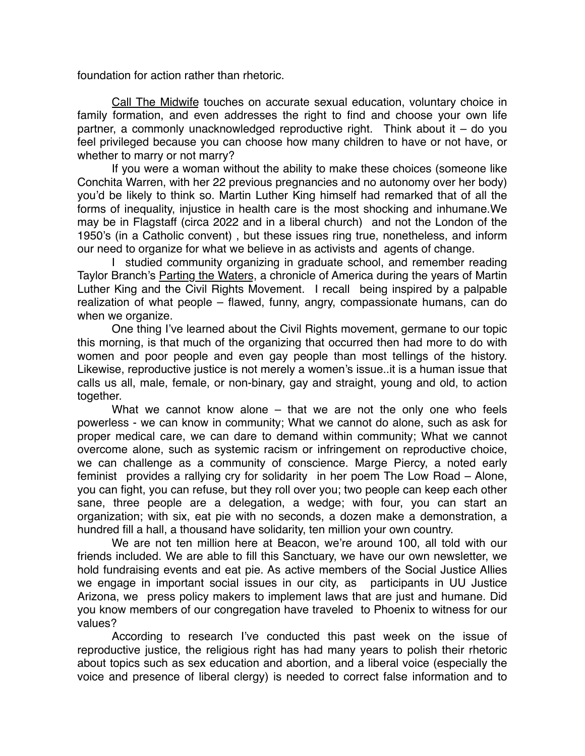foundation for action rather than rhetoric.

Call The Midwife touches on accurate sexual education, voluntary choice in family formation, and even addresses the right to find and choose your own life partner, a commonly unacknowledged reproductive right. Think about it – do you feel privileged because you can choose how many children to have or not have, or whether to marry or not marry?

If you were a woman without the ability to make these choices (someone like Conchita Warren, with her 22 previous pregnancies and no autonomy over her body) you'd be likely to think so. Martin Luther King himself had remarked that of all the forms of inequality, injustice in health care is the most shocking and inhumane.We may be in Flagstaff (circa 2022 and in a liberal church) and not the London of the 1950's (in a Catholic convent) , but these issues ring true, nonetheless, and inform our need to organize for what we believe in as activists and agents of change.

I studied community organizing in graduate school, and remember reading Taylor Branch's Parting the Waters, a chronicle of America during the years of Martin Luther King and the Civil Rights Movement. I recall being inspired by a palpable realization of what people – flawed, funny, angry, compassionate humans, can do when we organize.

One thing I've learned about the Civil Rights movement, germane to our topic this morning, is that much of the organizing that occurred then had more to do with women and poor people and even gay people than most tellings of the history. Likewise, reproductive justice is not merely a women's issue..it is a human issue that calls us all, male, female, or non-binary, gay and straight, young and old, to action together.

What we cannot know alone – that we are not the only one who feels powerless - we can know in community; What we cannot do alone, such as ask for proper medical care, we can dare to demand within community; What we cannot overcome alone, such as systemic racism or infringement on reproductive choice, we can challenge as a community of conscience. Marge Piercy, a noted early feminist provides a rallying cry for solidarity in her poem The Low Road – Alone, you can fight, you can refuse, but they roll over you; two people can keep each other sane, three people are a delegation, a wedge; with four, you can start an organization; with six, eat pie with no seconds, a dozen make a demonstration, a hundred fill a hall, a thousand have solidarity, ten million your own country.

We are not ten million here at Beacon, we're around 100, all told with our friends included. We are able to fill this Sanctuary, we have our own newsletter, we hold fundraising events and eat pie. As active members of the Social Justice Allies we engage in important social issues in our city, as participants in UU Justice Arizona, we press policy makers to implement laws that are just and humane. Did you know members of our congregation have traveled to Phoenix to witness for our values?

According to research I've conducted this past week on the issue of reproductive justice, the religious right has had many years to polish their rhetoric about topics such as sex education and abortion, and a liberal voice (especially the voice and presence of liberal clergy) is needed to correct false information and to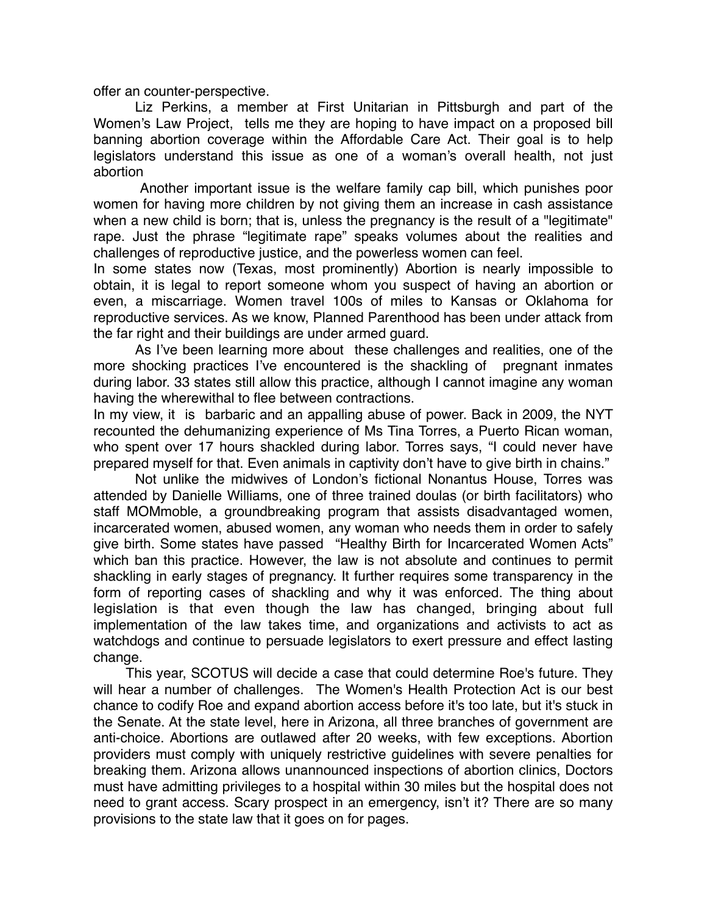offer an counter-perspective.

Liz Perkins, a member at First Unitarian in Pittsburgh and part of the Women's Law Project, tells me they are hoping to have impact on a proposed bill banning abortion coverage within the Affordable Care Act. Their goal is to help legislators understand this issue as one of a woman's overall health, not just abortion

Another important issue is the welfare family cap bill, which punishes poor women for having more children by not giving them an increase in cash assistance when a new child is born; that is, unless the pregnancy is the result of a "legitimate" rape. Just the phrase "legitimate rape" speaks volumes about the realities and challenges of reproductive justice, and the powerless women can feel.

In some states now (Texas, most prominently) Abortion is nearly impossible to obtain, it is legal to report someone whom you suspect of having an abortion or even, a miscarriage. Women travel 100s of miles to Kansas or Oklahoma for reproductive services. As we know, Planned Parenthood has been under attack from the far right and their buildings are under armed guard.

As I've been learning more about these challenges and realities, one of the more shocking practices I've encountered is the shackling of pregnant inmates during labor. 33 states still allow this practice, although I cannot imagine any woman having the wherewithal to flee between contractions.

In my view, it is barbaric and an appalling abuse of power. Back in 2009, the NYT recounted the dehumanizing experience of Ms Tina Torres, a Puerto Rican woman, who spent over 17 hours shackled during labor. Torres says, "I could never have prepared myself for that. Even animals in captivity don't have to give birth in chains."

Not unlike the midwives of London's fictional Nonantus House, Torres was attended by Danielle Williams, one of three trained doulas (or birth facilitators) who staff MOMmoble, a groundbreaking program that assists disadvantaged women, incarcerated women, abused women, any woman who needs them in order to safely give birth. Some states have passed "Healthy Birth for Incarcerated Women Acts" which ban this practice. However, the law is not absolute and continues to permit shackling in early stages of pregnancy. It further requires some transparency in the form of reporting cases of shackling and why it was enforced. The thing about legislation is that even though the law has changed, bringing about full implementation of the law takes time, and organizations and activists to act as watchdogs and continue to persuade legislators to exert pressure and effect lasting change.

This year, SCOTUS will decide a case that could determine Roe's future. They will hear a number of challenges. The Women's Health Protection Act is our best chance to codify Roe and expand abortion access before it's too late, but it's stuck in the Senate. At the state level, here in Arizona, all three branches of government are anti-choice. Abortions are outlawed after 20 weeks, with few exceptions. Abortion providers must comply with uniquely restrictive guidelines with severe penalties for breaking them. Arizona allows unannounced inspections of abortion clinics, Doctors must have admitting privileges to a hospital within 30 miles but the hospital does not need to grant access. Scary prospect in an emergency, isn't it? There are so many provisions to the state law that it goes on for pages.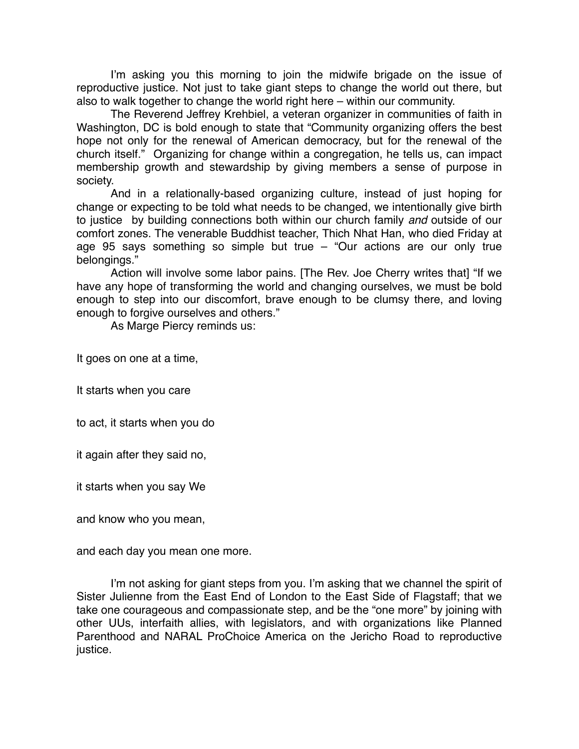I'm asking you this morning to join the midwife brigade on the issue of reproductive justice. Not just to take giant steps to change the world out there, but also to walk together to change the world right here – within our community.

The Reverend Jeffrey Krehbiel, a veteran organizer in communities of faith in Washington, DC is bold enough to state that "Community organizing offers the best hope not only for the renewal of American democracy, but for the renewal of the church itself." Organizing for change within a congregation, he tells us, can impact membership growth and stewardship by giving members a sense of purpose in society.

And in a relationally-based organizing culture, instead of just hoping for change or expecting to be told what needs to be changed, we intentionally give birth to justice by building connections both within our church family *and* outside of our comfort zones. The venerable Buddhist teacher, Thich Nhat Han, who died Friday at age 95 says something so simple but true – "Our actions are our only true belongings."

Action will involve some labor pains. [The Rev. Joe Cherry writes that] "If we have any hope of transforming the world and changing ourselves, we must be bold enough to step into our discomfort, brave enough to be clumsy there, and loving enough to forgive ourselves and others."

As Marge Piercy reminds us:

It goes on one at a time,

It starts when you care

to act, it starts when you do

it again after they said no,

it starts when you say We

and know who you mean,

and each day you mean one more.

I'm not asking for giant steps from you. I'm asking that we channel the spirit of Sister Julienne from the East End of London to the East Side of Flagstaff; that we take one courageous and compassionate step, and be the "one more" by joining with other UUs, interfaith allies, with legislators, and with organizations like Planned Parenthood and NARAL ProChoice America on the Jericho Road to reproductive justice.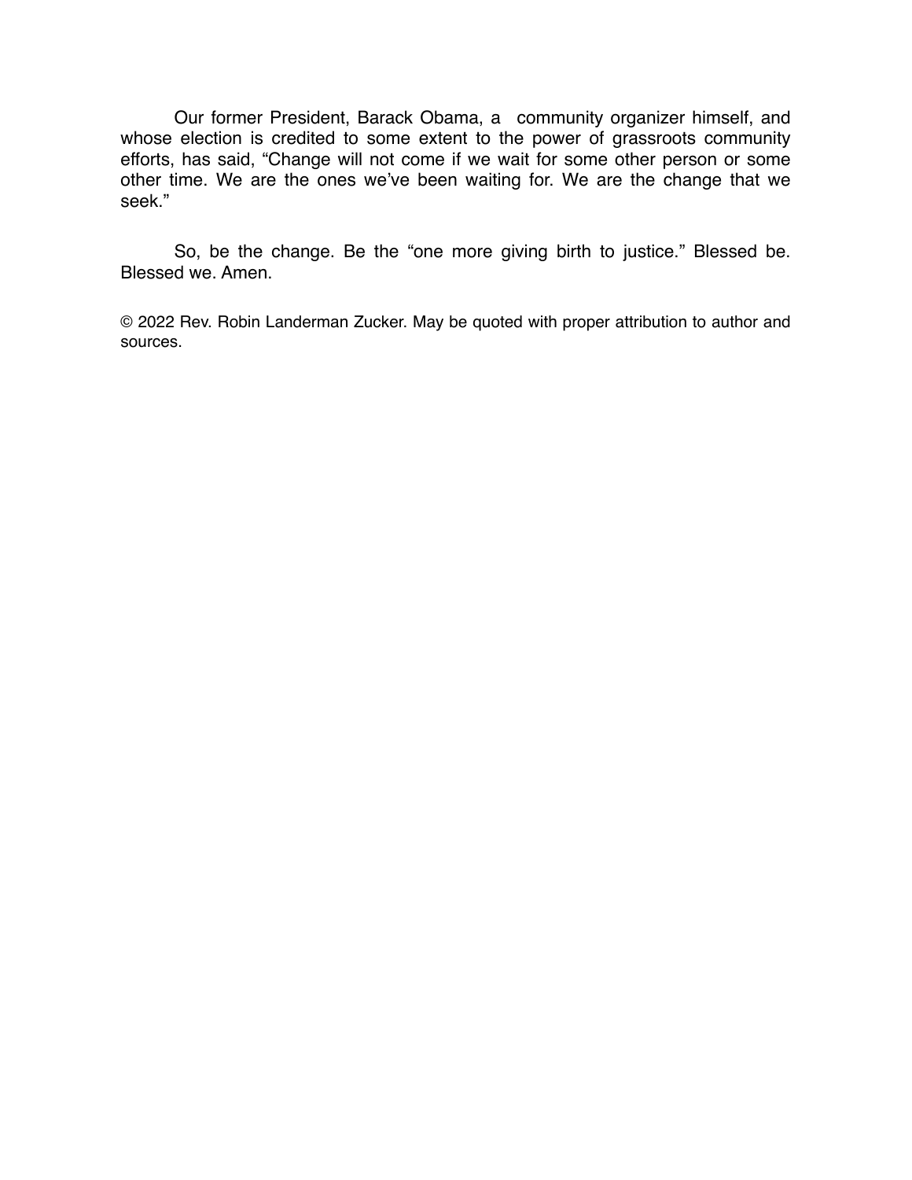Our former President, Barack Obama, a community organizer himself, and whose election is credited to some extent to the power of grassroots community efforts, has said, “Change will not come if we wait for some other person or some other time. We are the ones we’ve been waiting for. We are the change that we seek.”

So, be the change. Be the “one more giving birth to justice.” Blessed be. Blessed we. Amen.

© 2022 Rev. Robin Landerman Zucker. May be quoted with proper attribution to author and sources.